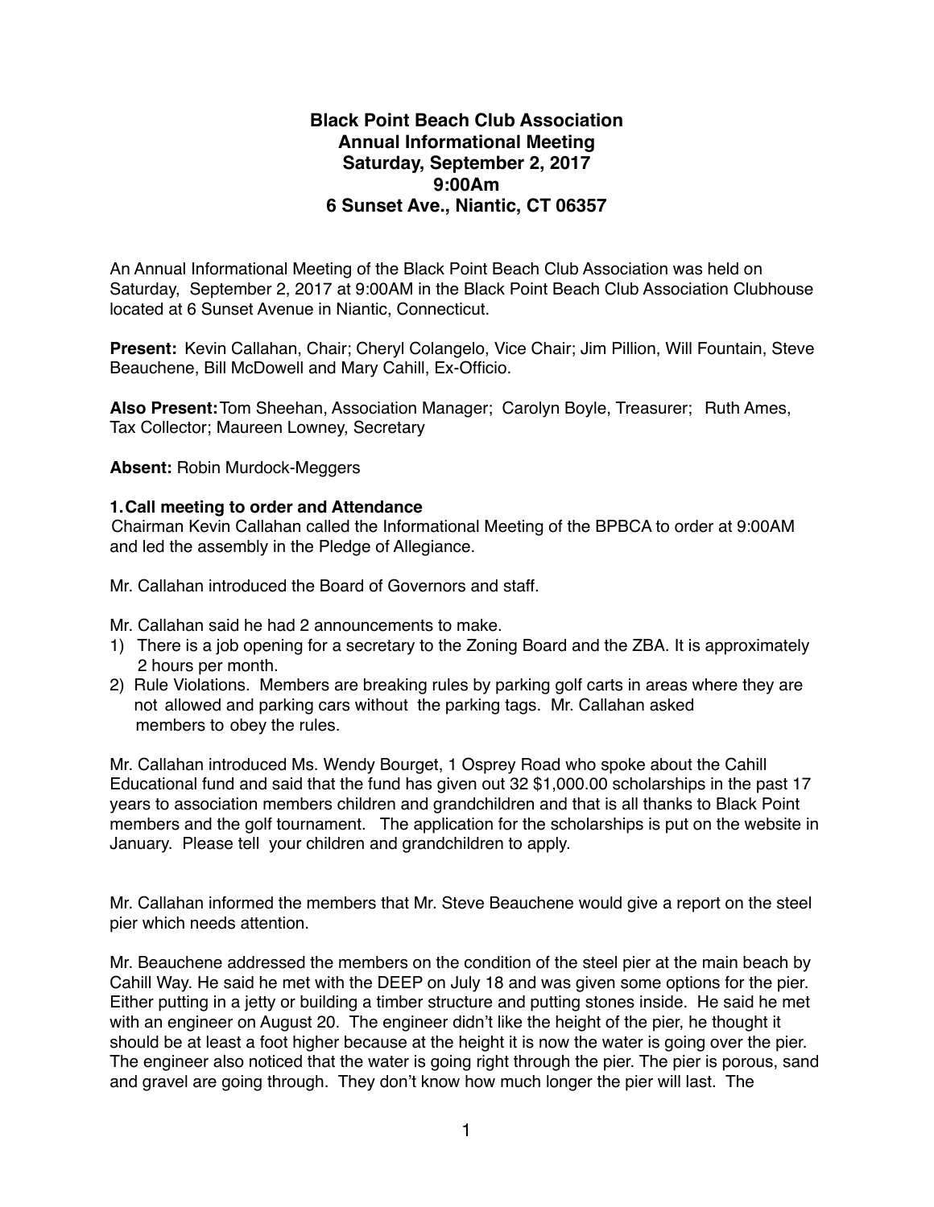**Black Point Beach Club Association**
**Annual Informational Meeting**
**Saturday, September 2, 2017**
**9:00Am**
**6 Sunset Ave., Niantic, CT 06357**

An Annual Informational Meeting of the Black Point Beach Club Association was held on Saturday, September 2, 2017 at 9:00AM in the Black Point Beach Club Association Clubhouse located at 6 Sunset Avenue in Niantic, Connecticut.

**Present:** Kevin Callahan, Chair; Cheryl Colangelo, Vice Chair; Jim Pillion, Will Fountain, Steve Beauchene, Bill McDowell and Mary Cahill, Ex-Officio.

**Also Present:** Tom Sheehan, Association Manager; Carolyn Boyle, Treasurer; Ruth Ames, Tax Collector; Maureen Lowney, Secretary

**Absent:** Robin Murdock-Meggers

**1. Call meeting to order and Attendance**

Chairman Kevin Callahan called the Informational Meeting of the BPBCA to order at 9:00AM and led the assembly in the Pledge of Allegiance.

Mr. Callahan introduced the Board of Governors and staff.

Mr. Callahan said he had 2 announcements to make.

1) There is a job opening for a secretary to the Zoning Board and the ZBA. It is approximately 2 hours per month.
2) Rule Violations. Members are breaking rules by parking golf carts in areas where they are not allowed and parking cars without the parking tags. Mr. Callahan asked members to obey the rules.

Mr. Callahan introduced Ms. Wendy Bourget, 1 Osprey Road who spoke about the Cahill Educational fund and said that the fund has given out 32 $1,000.00 scholarships in the past 17 years to association members children and grandchildren and that is all thanks to Black Point members and the golf tournament. The application for the scholarships is put on the website in January. Please tell your children and grandchildren to apply.

Mr. Callahan informed the members that Mr. Steve Beauchene would give a report on the steel pier which needs attention.

Mr. Beauchene addressed the members on the condition of the steel pier at the main beach by Cahill Way. He said he met with the DEEP on July 18 and was given some options for the pier. Either putting in a jetty or building a timber structure and putting stones inside. He said he met with an engineer on August 20. The engineer didn't like the height of the pier, he thought it should be at least a foot higher because at the height it is now the water is going over the pier. The engineer also noticed that the water is going right through the pier. The pier is porous, sand and gravel are going through. They don't know how much longer the pier will last. The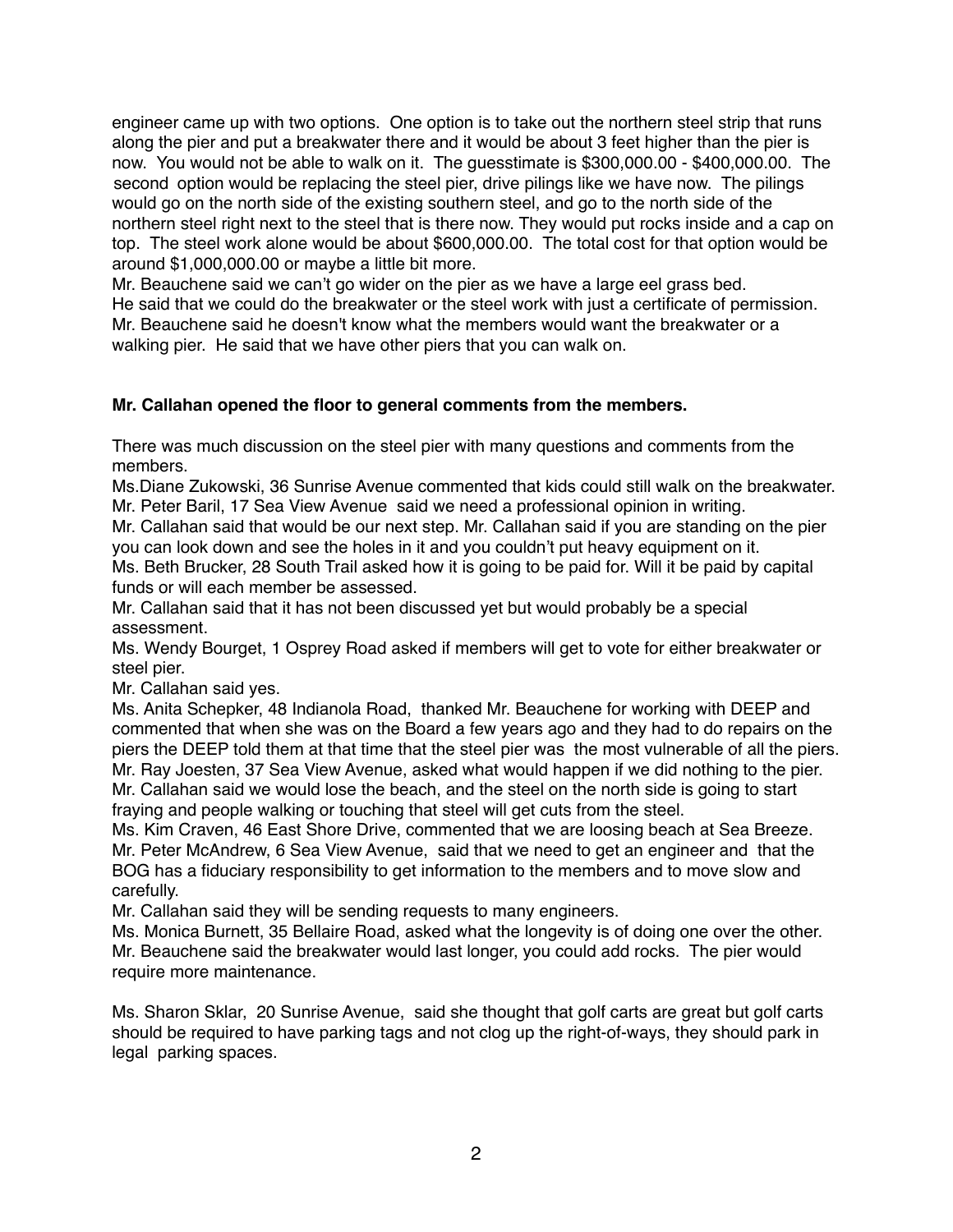engineer came up with two options. One option is to take out the northern steel strip that runs along the pier and put a breakwater there and it would be about 3 feet higher than the pier is now. You would not be able to walk on it. The guesstimate is $300,000.00 - $400,000.00. The second option would be replacing the steel pier, drive pilings like we have now. The pilings would go on the north side of the existing southern steel, and go to the north side of the northern steel right next to the steel that is there now. They would put rocks inside and a cap on top. The steel work alone would be about $600,000.00. The total cost for that option would be around $1,000,000.00 or maybe a little bit more.
Mr. Beauchene said we can't go wider on the pier as we have a large eel grass bed.
He said that we could do the breakwater or the steel work with just a certificate of permission.
Mr. Beauchene said he doesn't know what the members would want the breakwater or a walking pier. He said that we have other piers that you can walk on.

**Mr. Callahan opened the floor to general comments from the members.**

There was much discussion on the steel pier with many questions and comments from the members.
Ms.Diane Zukowski, 36 Sunrise Avenue commented that kids could still walk on the breakwater.
Mr. Peter Baril, 17 Sea View Avenue said we need a professional opinion in writing.
Mr. Callahan said that would be our next step. Mr. Callahan said if you are standing on the pier you can look down and see the holes in it and you couldn't put heavy equipment on it.
Ms. Beth Brucker, 28 South Trail asked how it is going to be paid for. Will it be paid by capital funds or will each member be assessed.
Mr. Callahan said that it has not been discussed yet but would probably be a special assessment.
Ms. Wendy Bourget, 1 Osprey Road asked if members will get to vote for either breakwater or steel pier.
Mr. Callahan said yes.
Ms. Anita Schepker, 48 Indianola Road, thanked Mr. Beauchene for working with DEEP and commented that when she was on the Board a few years ago and they had to do repairs on the piers the DEEP told them at that time that the steel pier was the most vulnerable of all the piers.
Mr. Ray Joesten, 37 Sea View Avenue, asked what would happen if we did nothing to the pier.
Mr. Callahan said we would lose the beach, and the steel on the north side is going to start fraying and people walking or touching that steel will get cuts from the steel.
Ms. Kim Craven, 46 East Shore Drive, commented that we are loosing beach at Sea Breeze.
Mr. Peter McAndrew, 6 Sea View Avenue, said that we need to get an engineer and that the BOG has a fiduciary responsibility to get information to the members and to move slow and carefully.
Mr. Callahan said they will be sending requests to many engineers.
Ms. Monica Burnett, 35 Bellaire Road, asked what the longevity is of doing one over the other.
Mr. Beauchene said the breakwater would last longer, you could add rocks. The pier would require more maintenance.

Ms. Sharon Sklar, 20 Sunrise Avenue, said she thought that golf carts are great but golf carts should be required to have parking tags and not clog up the right-of-ways, they should park in legal parking spaces.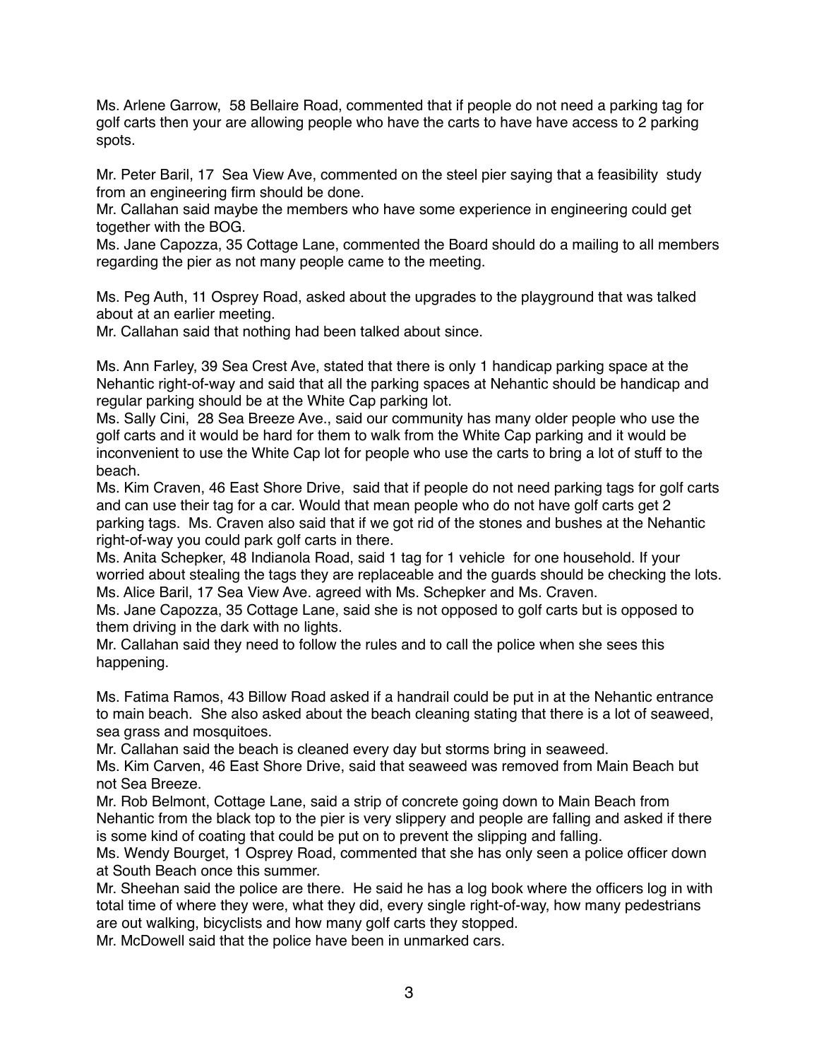Ms. Arlene Garrow, 58 Bellaire Road, commented that if people do not need a parking tag for golf carts then your are allowing people who have the carts to have have access to 2 parking spots.

Mr. Peter Baril, 17 Sea View Ave, commented on the steel pier saying that a feasibility study from an engineering firm should be done.
Mr. Callahan said maybe the members who have some experience in engineering could get together with the BOG.
Ms. Jane Capozza, 35 Cottage Lane, commented the Board should do a mailing to all members regarding the pier as not many people came to the meeting.

Ms. Peg Auth, 11 Osprey Road, asked about the upgrades to the playground that was talked about at an earlier meeting.
Mr. Callahan said that nothing had been talked about since.

Ms. Ann Farley, 39 Sea Crest Ave, stated that there is only 1 handicap parking space at the Nehantic right-of-way and said that all the parking spaces at Nehantic should be handicap and regular parking should be at the White Cap parking lot.
Ms. Sally Cini, 28 Sea Breeze Ave., said our community has many older people who use the golf carts and it would be hard for them to walk from the White Cap parking and it would be inconvenient to use the White Cap lot for people who use the carts to bring a lot of stuff to the beach.
Ms. Kim Craven, 46 East Shore Drive, said that if people do not need parking tags for golf carts and can use their tag for a car. Would that mean people who do not have golf carts get 2 parking tags. Ms. Craven also said that if we got rid of the stones and bushes at the Nehantic right-of-way you could park golf carts in there.
Ms. Anita Schepker, 48 Indianola Road, said 1 tag for 1 vehicle for one household. If your worried about stealing the tags they are replaceable and the guards should be checking the lots.
Ms. Alice Baril, 17 Sea View Ave. agreed with Ms. Schepker and Ms. Craven.
Ms. Jane Capozza, 35 Cottage Lane, said she is not opposed to golf carts but is opposed to them driving in the dark with no lights.
Mr. Callahan said they need to follow the rules and to call the police when she sees this happening.

Ms. Fatima Ramos, 43 Billow Road asked if a handrail could be put in at the Nehantic entrance to main beach. She also asked about the beach cleaning stating that there is a lot of seaweed, sea grass and mosquitoes.
Mr. Callahan said the beach is cleaned every day but storms bring in seaweed.
Ms. Kim Carven, 46 East Shore Drive, said that seaweed was removed from Main Beach but not Sea Breeze.
Mr. Rob Belmont, Cottage Lane, said a strip of concrete going down to Main Beach from Nehantic from the black top to the pier is very slippery and people are falling and asked if there is some kind of coating that could be put on to prevent the slipping and falling.
Ms. Wendy Bourget, 1 Osprey Road, commented that she has only seen a police officer down at South Beach once this summer.
Mr. Sheehan said the police are there. He said he has a log book where the officers log in with total time of where they were, what they did, every single right-of-way, how many pedestrians are out walking, bicyclists and how many golf carts they stopped.
Mr. McDowell said that the police have been in unmarked cars.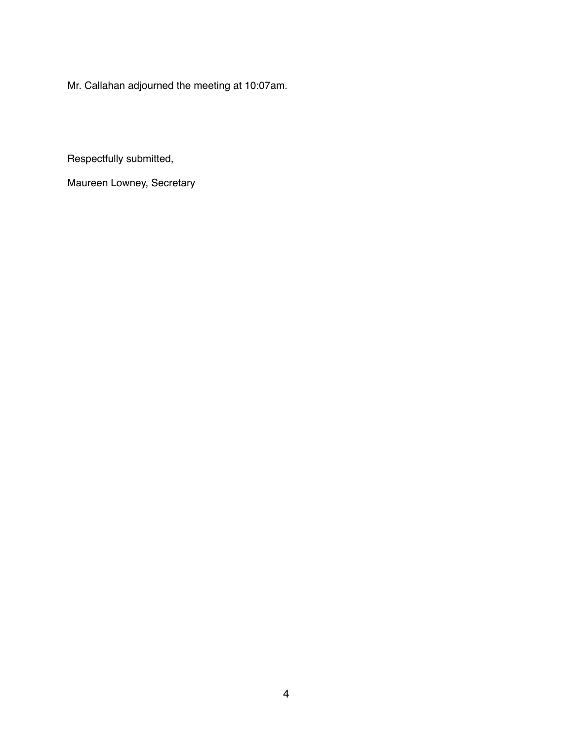Mr. Callahan adjourned the meeting at 10:07am.

Respectfully submitted,

Maureen Lowney, Secretary